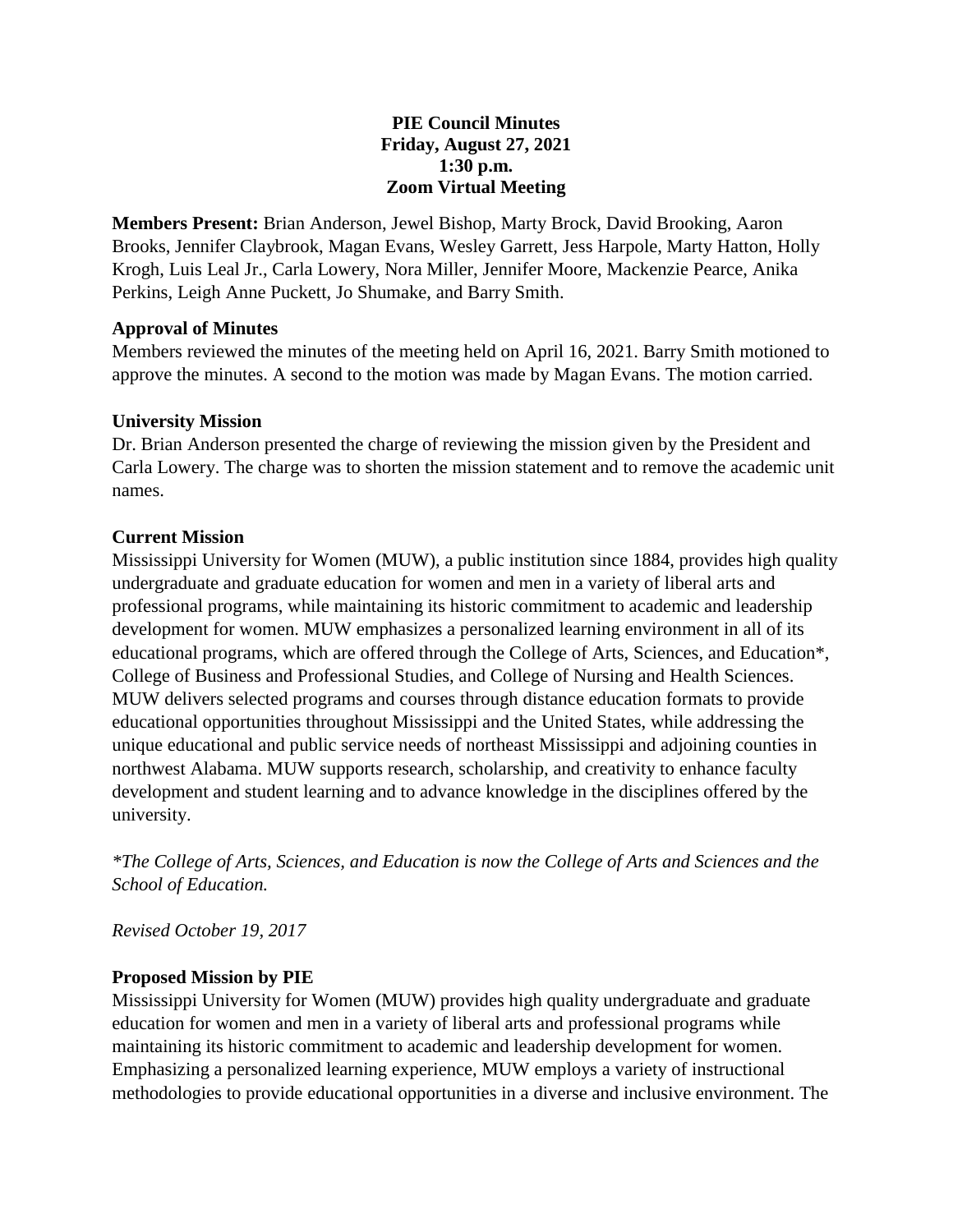**PIE Council Minutes**
**Friday, August 27, 2021**
**1:30 p.m.**
**Zoom Virtual Meeting**

**Members Present:** Brian Anderson, Jewel Bishop, Marty Brock, David Brooking, Aaron Brooks, Jennifer Claybrook, Magan Evans, Wesley Garrett, Jess Harpole, Marty Hatton, Holly Krogh, Luis Leal Jr., Carla Lowery, Nora Miller, Jennifer Moore, Mackenzie Pearce, Anika Perkins, Leigh Anne Puckett, Jo Shumake, and Barry Smith.

**Approval of Minutes**

Members reviewed the minutes of the meeting held on April 16, 2021. Barry Smith motioned to approve the minutes. A second to the motion was made by Magan Evans. The motion carried.

**University Mission**

Dr. Brian Anderson presented the charge of reviewing the mission given by the President and Carla Lowery. The charge was to shorten the mission statement and to remove the academic unit names.

**Current Mission**

Mississippi University for Women (MUW), a public institution since 1884, provides high quality undergraduate and graduate education for women and men in a variety of liberal arts and professional programs, while maintaining its historic commitment to academic and leadership development for women. MUW emphasizes a personalized learning environment in all of its educational programs, which are offered through the College of Arts, Sciences, and Education*, College of Business and Professional Studies, and College of Nursing and Health Sciences. MUW delivers selected programs and courses through distance education formats to provide educational opportunities throughout Mississippi and the United States, while addressing the unique educational and public service needs of northeast Mississippi and adjoining counties in northwest Alabama. MUW supports research, scholarship, and creativity to enhance faculty development and student learning and to advance knowledge in the disciplines offered by the university.

*\*The College of Arts, Sciences, and Education is now the College of Arts and Sciences and the School of Education.*

*Revised October 19, 2017*

**Proposed Mission by PIE**

Mississippi University for Women (MUW) provides high quality undergraduate and graduate education for women and men in a variety of liberal arts and professional programs while maintaining its historic commitment to academic and leadership development for women. Emphasizing a personalized learning experience, MUW employs a variety of instructional methodologies to provide educational opportunities in a diverse and inclusive environment. The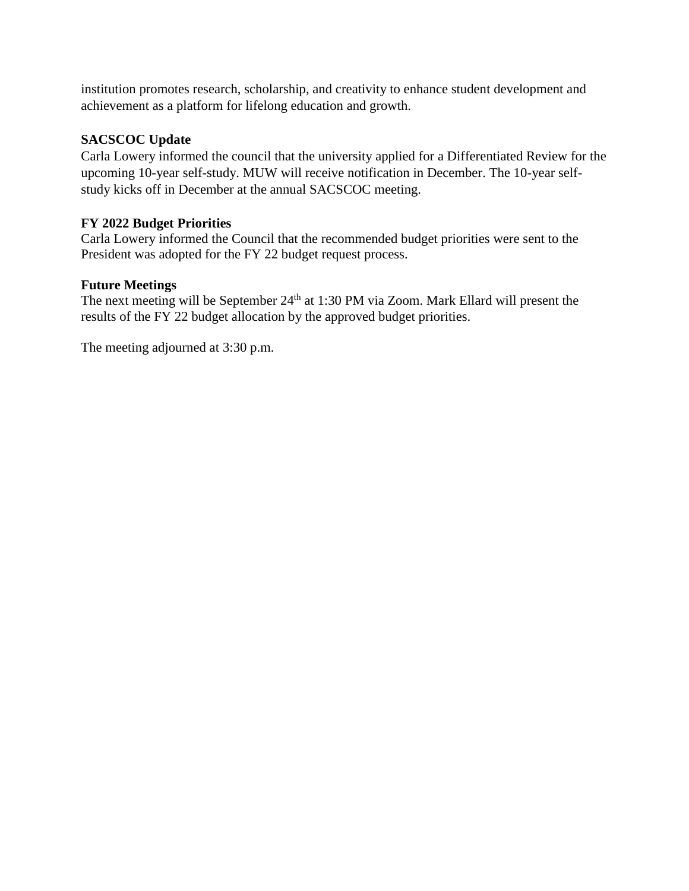institution promotes research, scholarship, and creativity to enhance student development and achievement as a platform for lifelong education and growth.

**SACSCOC Update**

Carla Lowery informed the council that the university applied for a Differentiated Review for the upcoming 10-year self-study. MUW will receive notification in December. The 10-year self-study kicks off in December at the annual SACSCOC meeting.

**FY 2022 Budget Priorities**

Carla Lowery informed the Council that the recommended budget priorities were sent to the President was adopted for the FY 22 budget request process.

**Future Meetings**

The next meeting will be September 24th at 1:30 PM via Zoom. Mark Ellard will present the results of the FY 22 budget allocation by the approved budget priorities.

The meeting adjourned at 3:30 p.m.